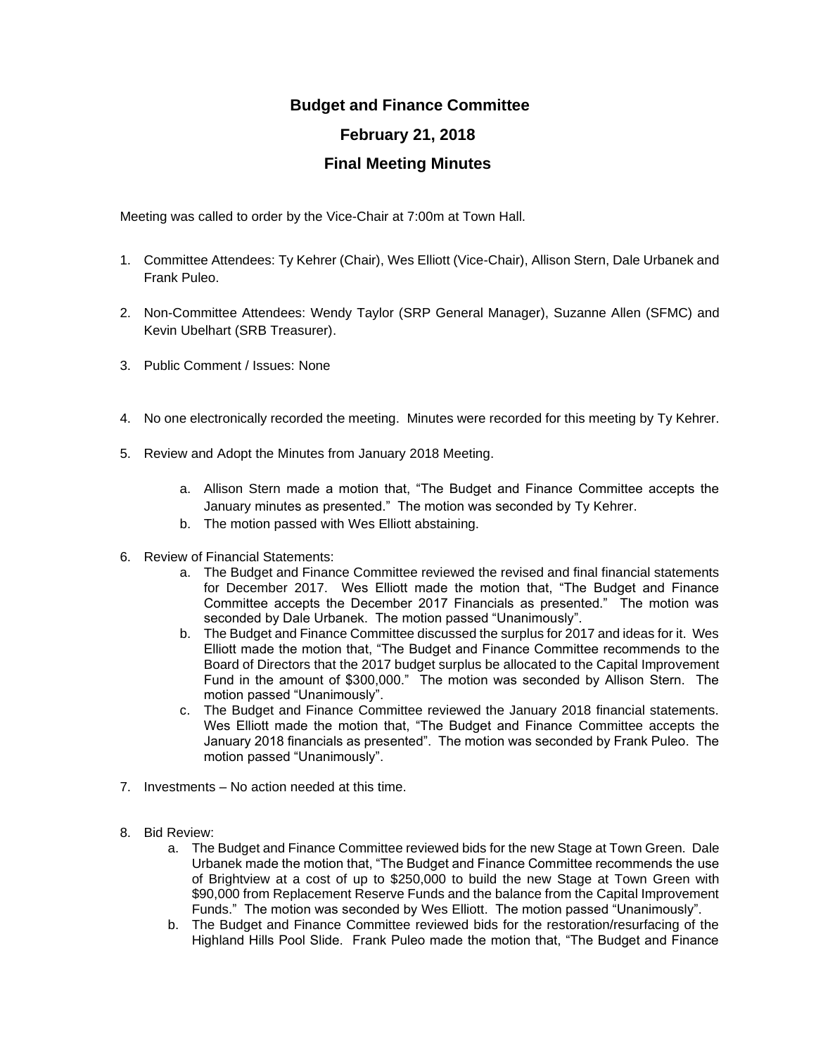# Budget and Finance Committee

## February 21, 2018

## Final Meeting Minutes

Meeting was called to order by the Vice-Chair at 7:00m at Town Hall.

1. Committee Attendees: Ty Kehrer (Chair), Wes Elliott (Vice-Chair), Allison Stern, Dale Urbanek and Frank Puleo.

2. Non-Committee Attendees: Wendy Taylor (SRP General Manager), Suzanne Allen (SFMC) and Kevin Ubelhart (SRB Treasurer).

3. Public Comment / Issues: None

4. No one electronically recorded the meeting. Minutes were recorded for this meeting by Ty Kehrer.

5. Review and Adopt the Minutes from January 2018 Meeting.

    a. Allison Stern made a motion that, "The Budget and Finance Committee accepts the January minutes as presented." The motion was seconded by Ty Kehrer.
    b. The motion passed with Wes Elliott abstaining.

6. Review of Financial Statements:
    a. The Budget and Finance Committee reviewed the revised and final financial statements for December 2017. Wes Elliott made the motion that, "The Budget and Finance Committee accepts the December 2017 Financials as presented." The motion was seconded by Dale Urbanek. The motion passed "Unanimously".
    b. The Budget and Finance Committee discussed the surplus for 2017 and ideas for it. Wes Elliott made the motion that, "The Budget and Finance Committee recommends to the Board of Directors that the 2017 budget surplus be allocated to the Capital Improvement Fund in the amount of $300,000." The motion was seconded by Allison Stern. The motion passed "Unanimously".
    c. The Budget and Finance Committee reviewed the January 2018 financial statements. Wes Elliott made the motion that, "The Budget and Finance Committee accepts the January 2018 financials as presented". The motion was seconded by Frank Puleo. The motion passed "Unanimously".

7. Investments – No action needed at this time.

8. Bid Review:
    a. The Budget and Finance Committee reviewed bids for the new Stage at Town Green. Dale Urbanek made the motion that, "The Budget and Finance Committee recommends the use of Brightview at a cost of up to $250,000 to build the new Stage at Town Green with $90,000 from Replacement Reserve Funds and the balance from the Capital Improvement Funds." The motion was seconded by Wes Elliott. The motion passed "Unanimously".
    b. The Budget and Finance Committee reviewed bids for the restoration/resurfacing of the Highland Hills Pool Slide. Frank Puleo made the motion that, "The Budget and Finance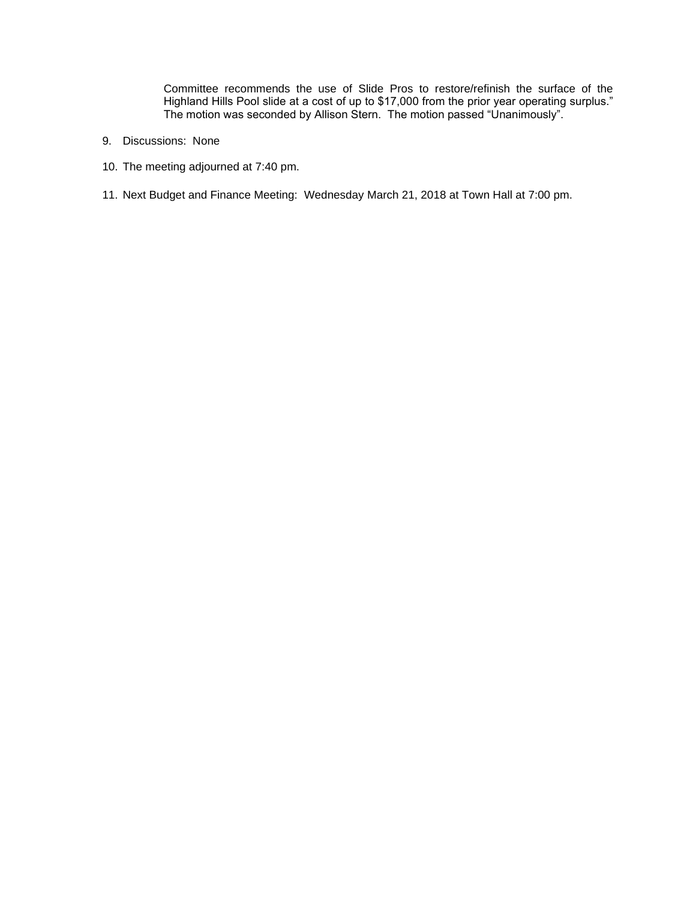Committee recommends the use of Slide Pros to restore/refinish the surface of the Highland Hills Pool slide at a cost of up to $17,000 from the prior year operating surplus." The motion was seconded by Allison Stern. The motion passed "Unanimously".

9. Discussions: None

10. The meeting adjourned at 7:40 pm.

11. Next Budget and Finance Meeting: Wednesday March 21, 2018 at Town Hall at 7:00 pm.